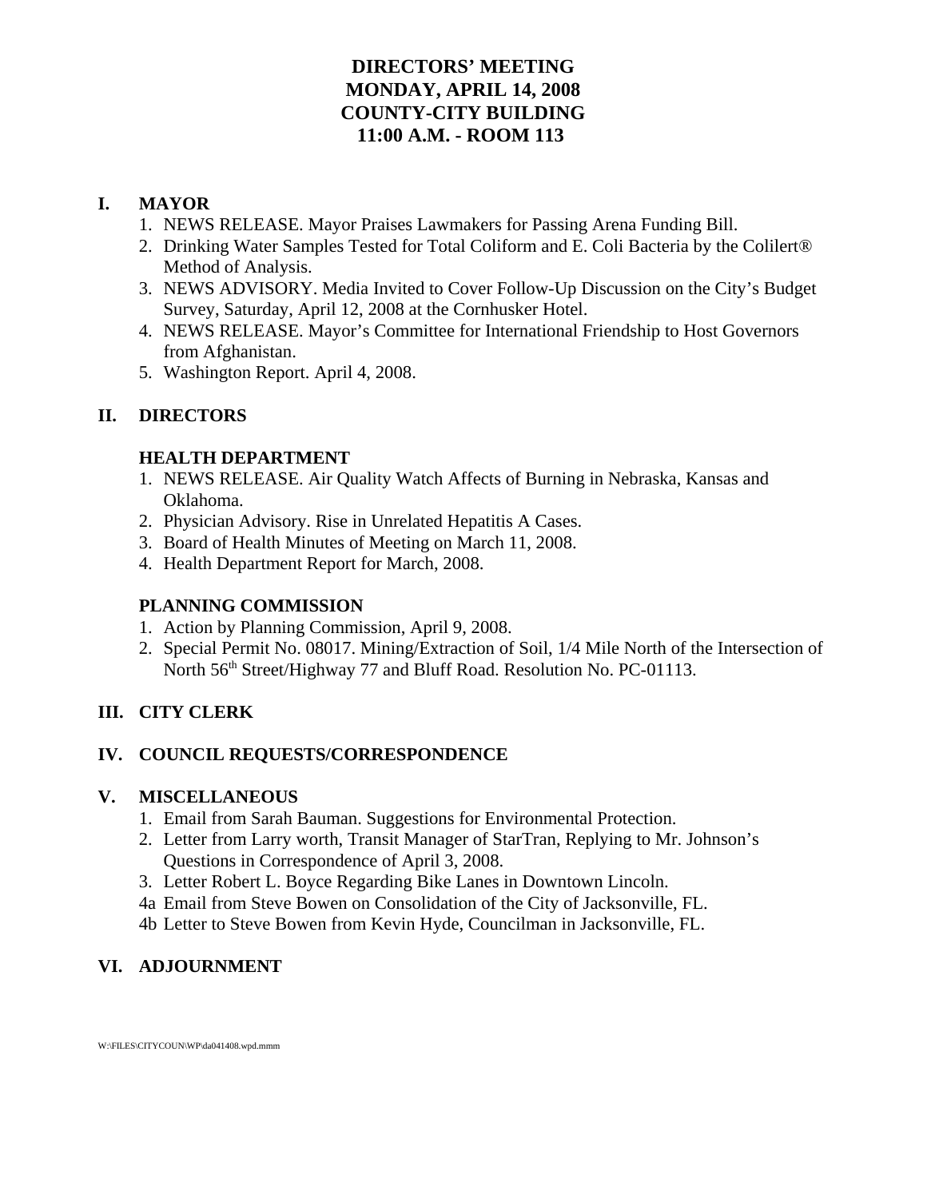# DIRECTORS' MEETING
# MONDAY, APRIL 14, 2008
# COUNTY-CITY BUILDING
# 11:00 A.M. - ROOM 113

## I. MAYOR

1. NEWS RELEASE. Mayor Praises Lawmakers for Passing Arena Funding Bill.
2. Drinking Water Samples Tested for Total Coliform and E. Coli Bacteria by the Colilert® Method of Analysis.
3. NEWS ADVISORY. Media Invited to Cover Follow-Up Discussion on the City's Budget Survey, Saturday, April 12, 2008 at the Cornhusker Hotel.
4. NEWS RELEASE. Mayor's Committee for International Friendship to Host Governors from Afghanistan.
5. Washington Report. April 4, 2008.

## II. DIRECTORS

### HEALTH DEPARTMENT

1. NEWS RELEASE. Air Quality Watch Affects of Burning in Nebraska, Kansas and Oklahoma.
2. Physician Advisory. Rise in Unrelated Hepatitis A Cases.
3. Board of Health Minutes of Meeting on March 11, 2008.
4. Health Department Report for March, 2008.

### PLANNING COMMISSION

1. Action by Planning Commission, April 9, 2008.
2. Special Permit No. 08017. Mining/Extraction of Soil, 1/4 Mile North of the Intersection of North 56th Street/Highway 77 and Bluff Road. Resolution No. PC-01113.

## III. CITY CLERK

## IV. COUNCIL REQUESTS/CORRESPONDENCE

## V. MISCELLANEOUS

1. Email from Sarah Bauman. Suggestions for Environmental Protection.
2. Letter from Larry worth, Transit Manager of StarTran, Replying to Mr. Johnson's Questions in Correspondence of April 3, 2008.
3. Letter Robert L. Boyce Regarding Bike Lanes in Downtown Lincoln.

4a Email from Steve Bowen on Consolidation of the City of Jacksonville, FL.

4b Letter to Steve Bowen from Kevin Hyde, Councilman in Jacksonville, FL.

## VI. ADJOURNMENT

W:\FILES\CITYCOUN\WP\da041408.wpd.mmm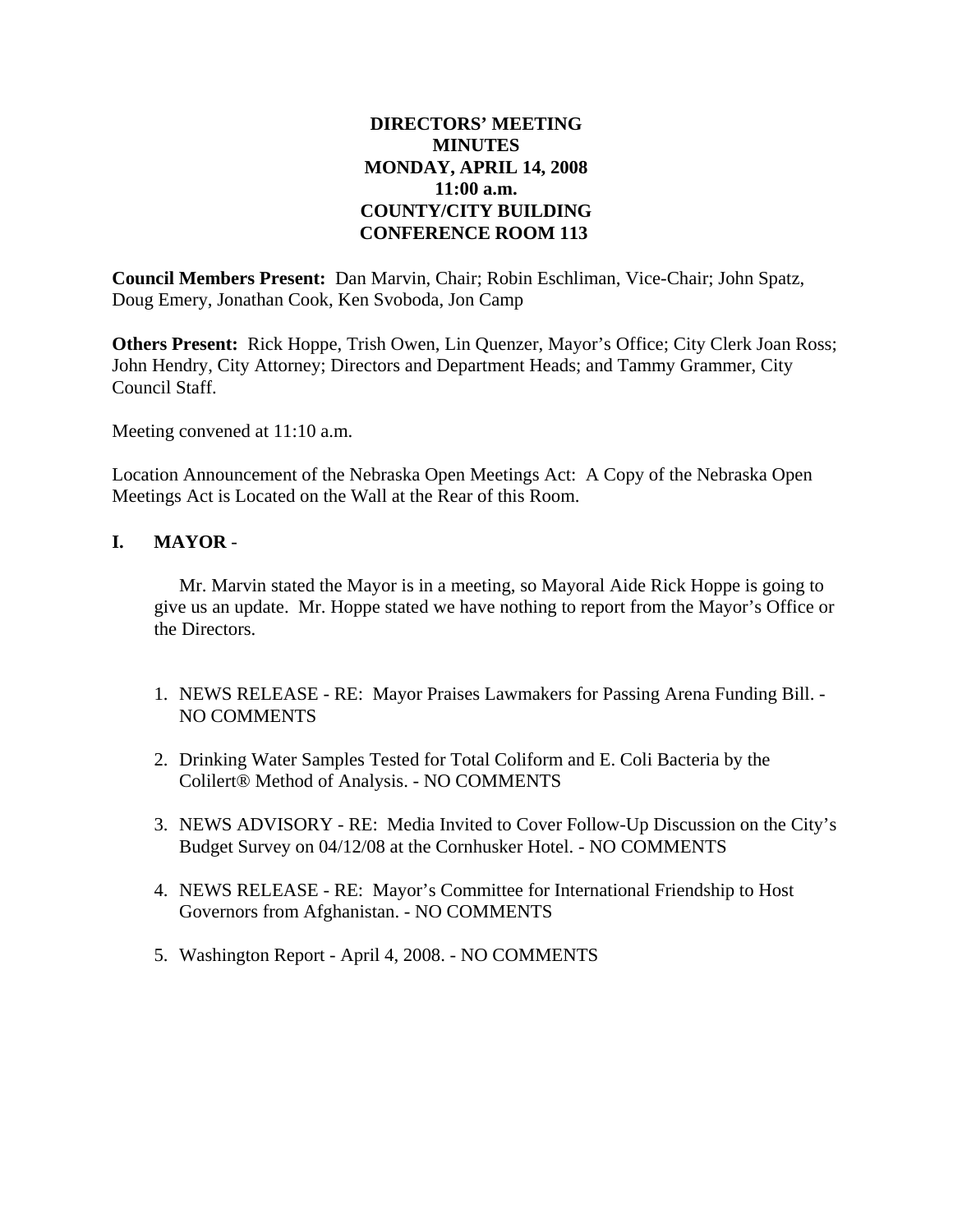**DIRECTORS' MEETING**
**MINUTES**
**MONDAY, APRIL 14, 2008**
**11:00 a.m.**
**COUNTY/CITY BUILDING**
**CONFERENCE ROOM 113**

**Council Members Present:** Dan Marvin, Chair; Robin Eschliman, Vice-Chair; John Spatz, Doug Emery, Jonathan Cook, Ken Svoboda, Jon Camp

**Others Present:** Rick Hoppe, Trish Owen, Lin Quenzer, Mayor's Office; City Clerk Joan Ross; John Hendry, City Attorney; Directors and Department Heads; and Tammy Grammer, City Council Staff.

Meeting convened at 11:10 a.m.

Location Announcement of the Nebraska Open Meetings Act: A Copy of the Nebraska Open Meetings Act is Located on the Wall at the Rear of this Room.

## I. MAYOR -

Mr. Marvin stated the Mayor is in a meeting, so Mayoral Aide Rick Hoppe is going to give us an update. Mr. Hoppe stated we have nothing to report from the Mayor's Office or the Directors.

1. NEWS RELEASE - RE: Mayor Praises Lawmakers for Passing Arena Funding Bill. - NO COMMENTS
2. Drinking Water Samples Tested for Total Coliform and E. Coli Bacteria by the Colilert® Method of Analysis. - NO COMMENTS
3. NEWS ADVISORY - RE: Media Invited to Cover Follow-Up Discussion on the City's Budget Survey on 04/12/08 at the Cornhusker Hotel. - NO COMMENTS
4. NEWS RELEASE - RE: Mayor's Committee for International Friendship to Host Governors from Afghanistan. - NO COMMENTS
5. Washington Report - April 4, 2008. - NO COMMENTS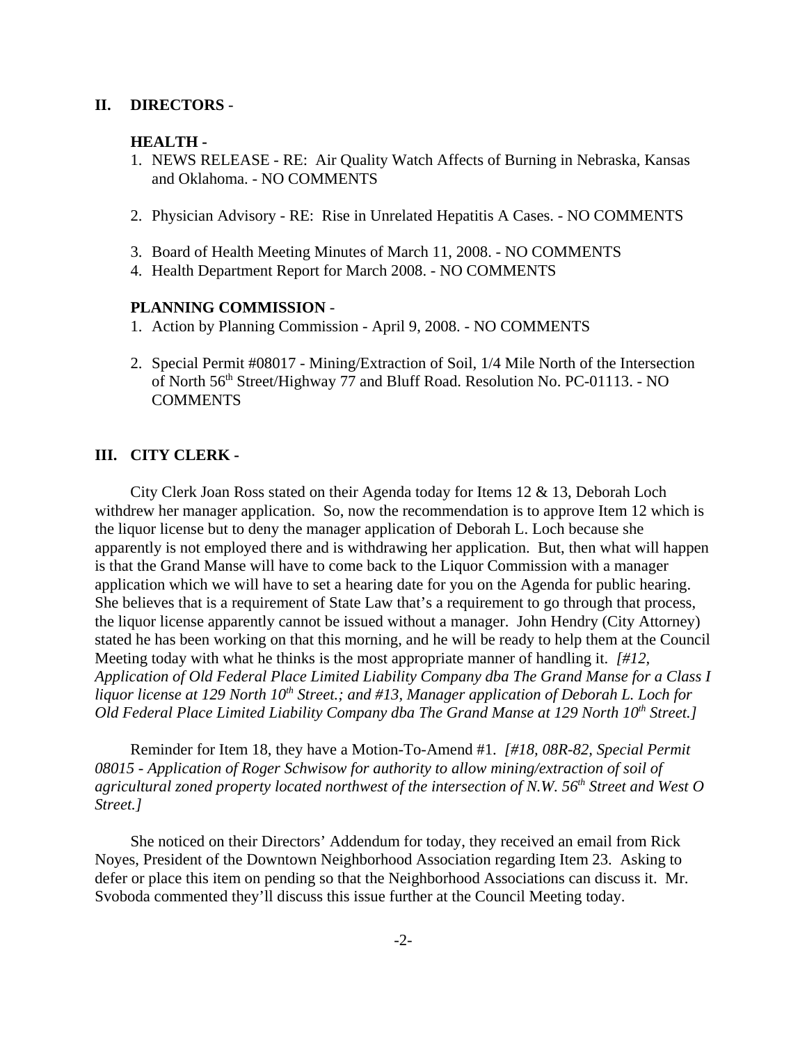## II. DIRECTORS -

### HEALTH -

1. NEWS RELEASE - RE: Air Quality Watch Affects of Burning in Nebraska, Kansas and Oklahoma. - NO COMMENTS

2. Physician Advisory - RE: Rise in Unrelated Hepatitis A Cases. - NO COMMENTS

3. Board of Health Meeting Minutes of March 11, 2008. - NO COMMENTS
4. Health Department Report for March 2008. - NO COMMENTS

### PLANNING COMMISSION -

1. Action by Planning Commission - April 9, 2008. - NO COMMENTS

2. Special Permit #08017 - Mining/Extraction of Soil, 1/4 Mile North of the Intersection of North 56th Street/Highway 77 and Bluff Road. Resolution No. PC-01113. - NO COMMENTS

## III. CITY CLERK -

City Clerk Joan Ross stated on their Agenda today for Items 12 & 13, Deborah Loch withdrew her manager application. So, now the recommendation is to approve Item 12 which is the liquor license but to deny the manager application of Deborah L. Loch because she apparently is not employed there and is withdrawing her application. But, then what will happen is that the Grand Manse will have to come back to the Liquor Commission with a manager application which we will have to set a hearing date for you on the Agenda for public hearing. She believes that is a requirement of State Law that's a requirement to go through that process, the liquor license apparently cannot be issued without a manager. John Hendry (City Attorney) stated he has been working on that this morning, and he will be ready to help them at the Council Meeting today with what he thinks is the most appropriate manner of handling it. *[#12, Application of Old Federal Place Limited Liability Company dba The Grand Manse for a Class I liquor license at 129 North 10th Street.; and #13, Manager application of Deborah L. Loch for Old Federal Place Limited Liability Company dba The Grand Manse at 129 North 10th Street.]*

Reminder for Item 18, they have a Motion-To-Amend #1. *[#18, 08R-82, Special Permit 08015 - Application of Roger Schwisow for authority to allow mining/extraction of soil of agricultural zoned property located northwest of the intersection of N.W. 56th Street and West O Street.]*

She noticed on their Directors' Addendum for today, they received an email from Rick Noyes, President of the Downtown Neighborhood Association regarding Item 23. Asking to defer or place this item on pending so that the Neighborhood Associations can discuss it. Mr. Svoboda commented they'll discuss this issue further at the Council Meeting today.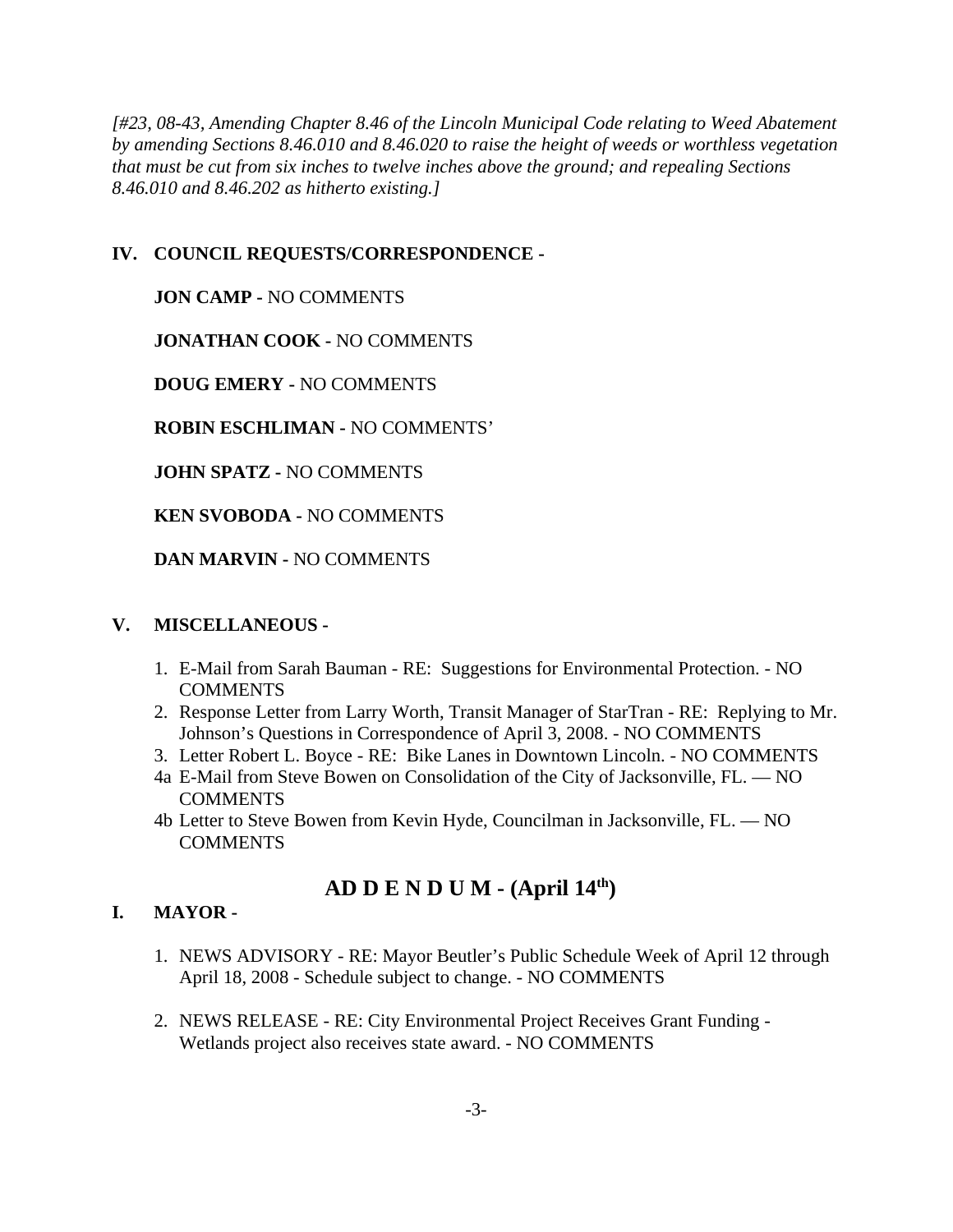*[#23, 08-43, Amending Chapter 8.46 of the Lincoln Municipal Code relating to Weed Abatement by amending Sections 8.46.010 and 8.46.020 to raise the height of weeds or worthless vegetation that must be cut from six inches to twelve inches above the ground; and repealing Sections 8.46.010 and 8.46.202 as hitherto existing.]*

## IV. COUNCIL REQUESTS/CORRESPONDENCE -

**JON CAMP -** NO COMMENTS

**JONATHAN COOK -** NO COMMENTS

**DOUG EMERY -** NO COMMENTS

**ROBIN ESCHLIMAN -** NO COMMENTS'

**JOHN SPATZ -** NO COMMENTS

**KEN SVOBODA -** NO COMMENTS

**DAN MARVIN -** NO COMMENTS

## V. MISCELLANEOUS -

1. E-Mail from Sarah Bauman - RE: Suggestions for Environmental Protection. - NO COMMENTS
2. Response Letter from Larry Worth, Transit Manager of StarTran - RE: Replying to Mr. Johnson's Questions in Correspondence of April 3, 2008. - NO COMMENTS
3. Letter Robert L. Boyce - RE: Bike Lanes in Downtown Lincoln. - NO COMMENTS

4a E-Mail from Steve Bowen on Consolidation of the City of Jacksonville, FL. — NO COMMENTS

4b Letter to Steve Bowen from Kevin Hyde, Councilman in Jacksonville, FL. — NO COMMENTS

# AD D E N D U M - (April 14th)

## I. MAYOR -

1. NEWS ADVISORY - RE: Mayor Beutler's Public Schedule Week of April 12 through April 18, 2008 - Schedule subject to change. - NO COMMENTS

2. NEWS RELEASE - RE: City Environmental Project Receives Grant Funding - Wetlands project also receives state award. - NO COMMENTS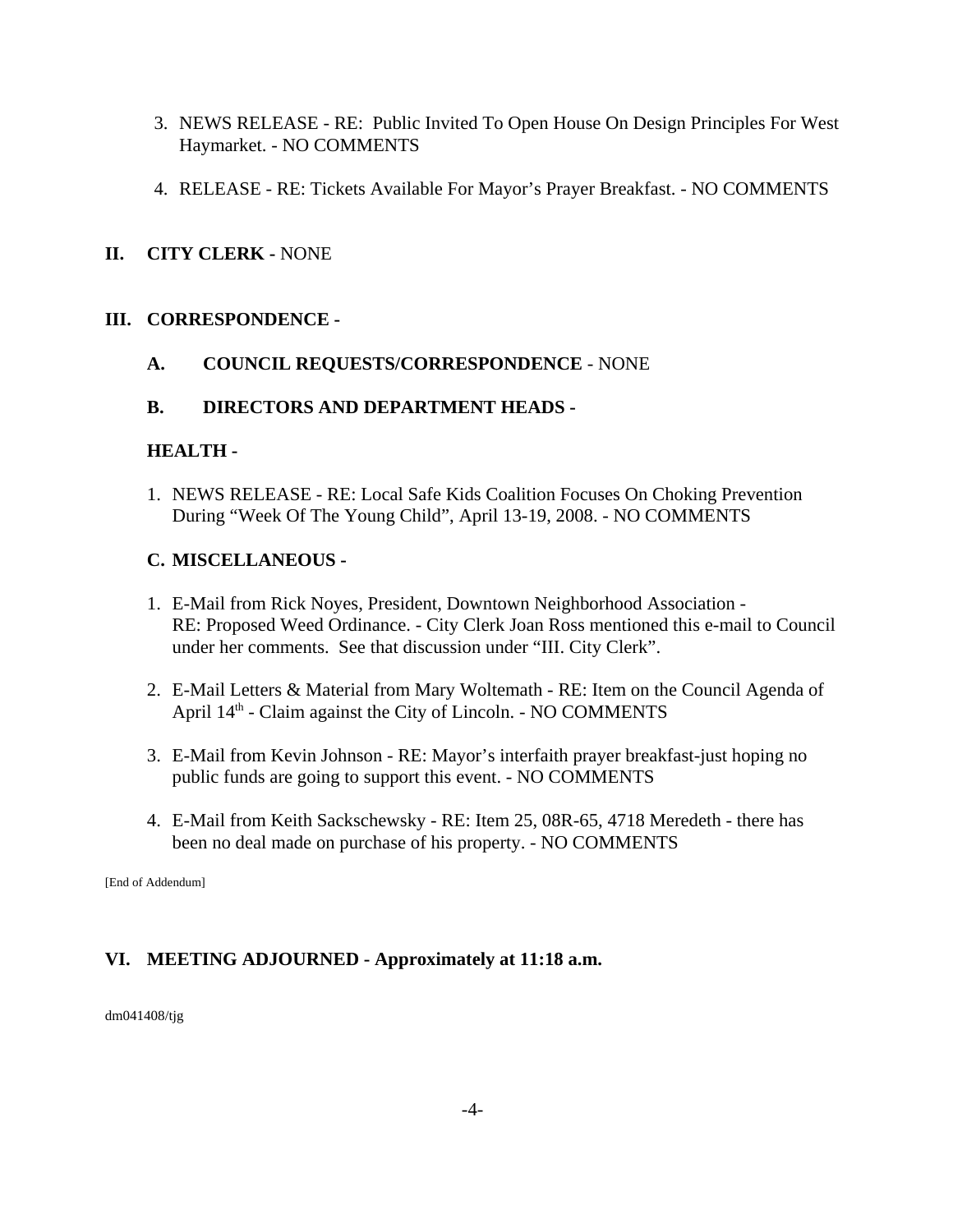3. NEWS RELEASE - RE: Public Invited To Open House On Design Principles For West Haymarket. - NO COMMENTS

4. RELEASE - RE: Tickets Available For Mayor's Prayer Breakfast. - NO COMMENTS

## II. CITY CLERK - NONE

## III. CORRESPONDENCE -

### A. COUNCIL REQUESTS/CORRESPONDENCE - NONE

### B. DIRECTORS AND DEPARTMENT HEADS -

**HEALTH -**

1. NEWS RELEASE - RE: Local Safe Kids Coalition Focuses On Choking Prevention During "Week Of The Young Child", April 13-19, 2008. - NO COMMENTS

### C. MISCELLANEOUS -

1. E-Mail from Rick Noyes, President, Downtown Neighborhood Association - RE: Proposed Weed Ordinance. - City Clerk Joan Ross mentioned this e-mail to Council under her comments. See that discussion under "III. City Clerk".

2. E-Mail Letters & Material from Mary Woltemath - RE: Item on the Council Agenda of April 14th - Claim against the City of Lincoln. - NO COMMENTS

3. E-Mail from Kevin Johnson - RE: Mayor's interfaith prayer breakfast-just hoping no public funds are going to support this event. - NO COMMENTS

4. E-Mail from Keith Sackschewsky - RE: Item 25, 08R-65, 4718 Meredeth - there has been no deal made on purchase of his property. - NO COMMENTS

[End of Addendum]

## VI. MEETING ADJOURNED - Approximately at 11:18 a.m.

dm041408/tjg